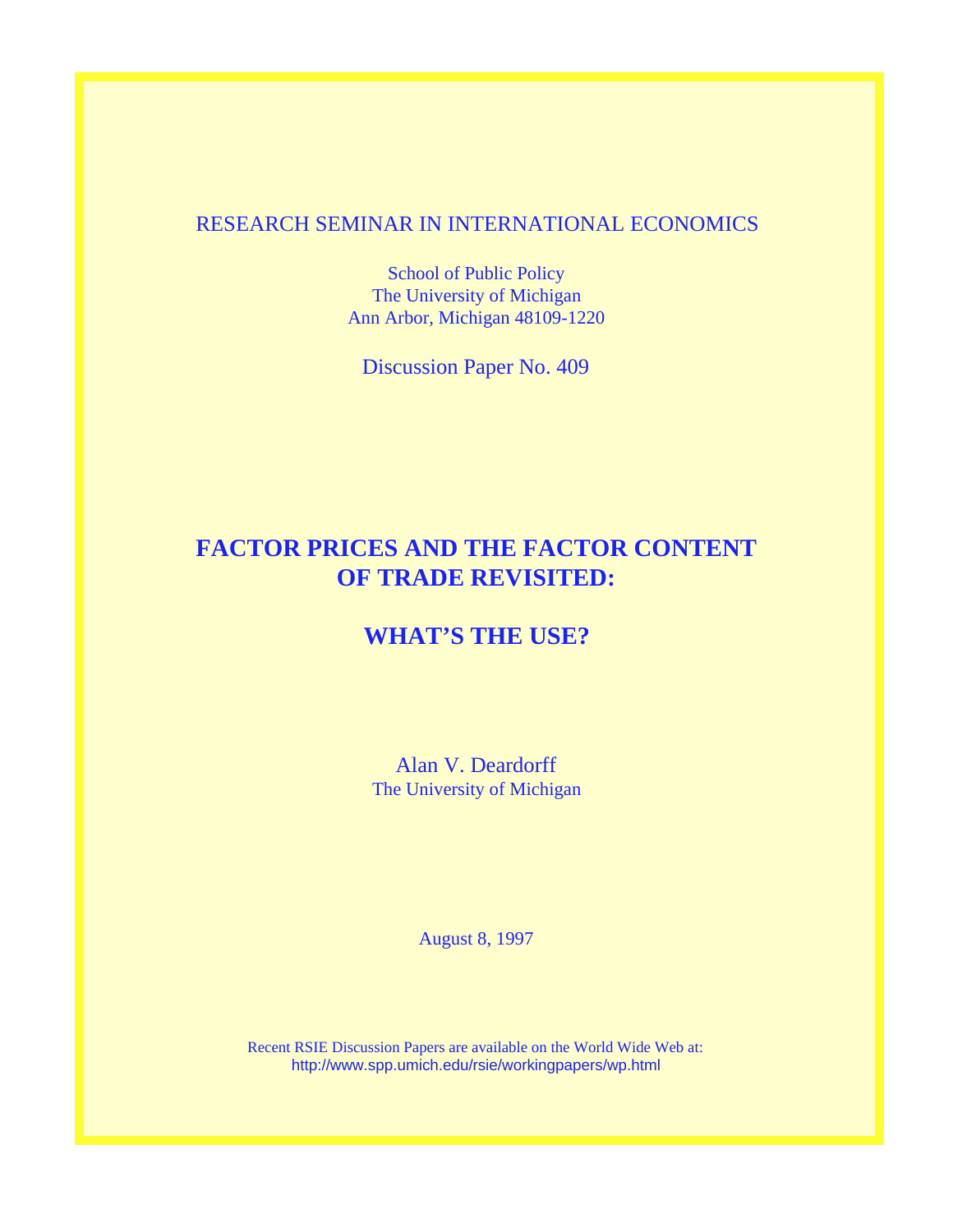RESEARCH SEMINAR IN INTERNATIONAL ECONOMICS

School of Public Policy
The University of Michigan
Ann Arbor, Michigan 48109-1220

Discussion Paper No. 409

# FACTOR PRICES AND THE FACTOR CONTENT OF TRADE REVISITED:

# WHAT'S THE USE?

Alan V. Deardorff
The University of Michigan

August 8, 1997

Recent RSIE Discussion Papers are available on the World Wide Web at:
http://www.spp.umich.edu/rsie/workingpapers/wp.html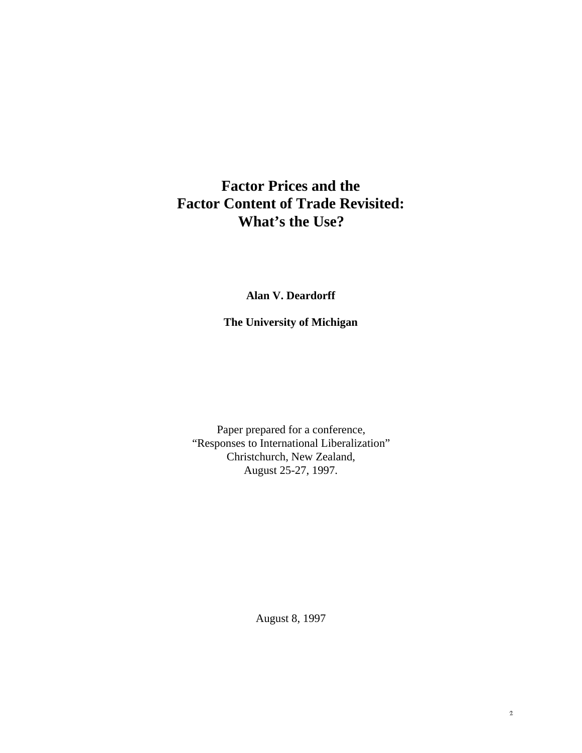# Factor Prices and the Factor Content of Trade Revisited: What's the Use?

**Alan V. Deardorff**

**The University of Michigan**

Paper prepared for a conference,
"Responses to International Liberalization"
Christchurch, New Zealand,
August 25-27, 1997.

August 8, 1997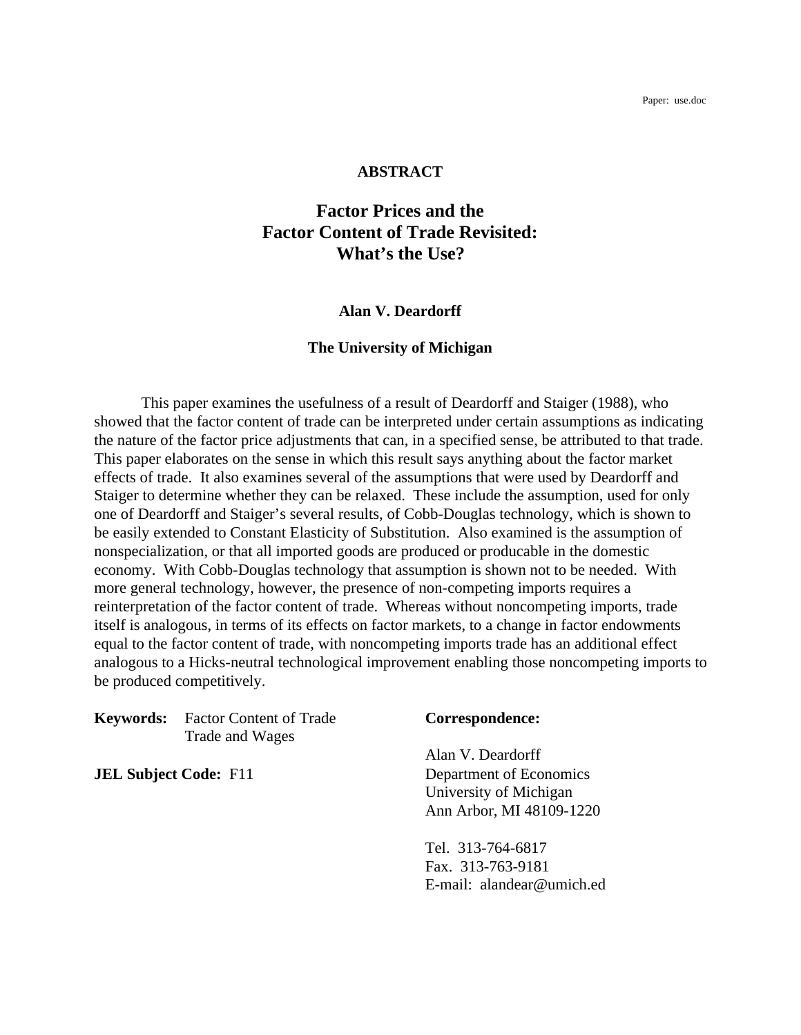Paper: use.doc

## ABSTRACT

# Factor Prices and the Factor Content of Trade Revisited: What's the Use?

**Alan V. Deardorff**

**The University of Michigan**

This paper examines the usefulness of a result of Deardorff and Staiger (1988), who showed that the factor content of trade can be interpreted under certain assumptions as indicating the nature of the factor price adjustments that can, in a specified sense, be attributed to that trade. This paper elaborates on the sense in which this result says anything about the factor market effects of trade. It also examines several of the assumptions that were used by Deardorff and Staiger to determine whether they can be relaxed. These include the assumption, used for only one of Deardorff and Staiger's several results, of Cobb-Douglas technology, which is shown to be easily extended to Constant Elasticity of Substitution. Also examined is the assumption of nonspecialization, or that all imported goods are produced or producable in the domestic economy. With Cobb-Douglas technology that assumption is shown not to be needed. With more general technology, however, the presence of non-competing imports requires a reinterpretation of the factor content of trade. Whereas without noncompeting imports, trade itself is analogous, in terms of its effects on factor markets, to a change in factor endowments equal to the factor content of trade, with noncompeting imports trade has an additional effect analogous to a Hicks-neutral technological improvement enabling those noncompeting imports to be produced competitively.

**Keywords:** Factor Content of Trade
Trade and Wages

**JEL Subject Code:** F11

**Correspondence:**

Alan V. Deardorff
Department of Economics
University of Michigan
Ann Arbor, MI 48109-1220

Tel. 313-764-6817
Fax. 313-763-9181
E-mail: alandear@umich.ed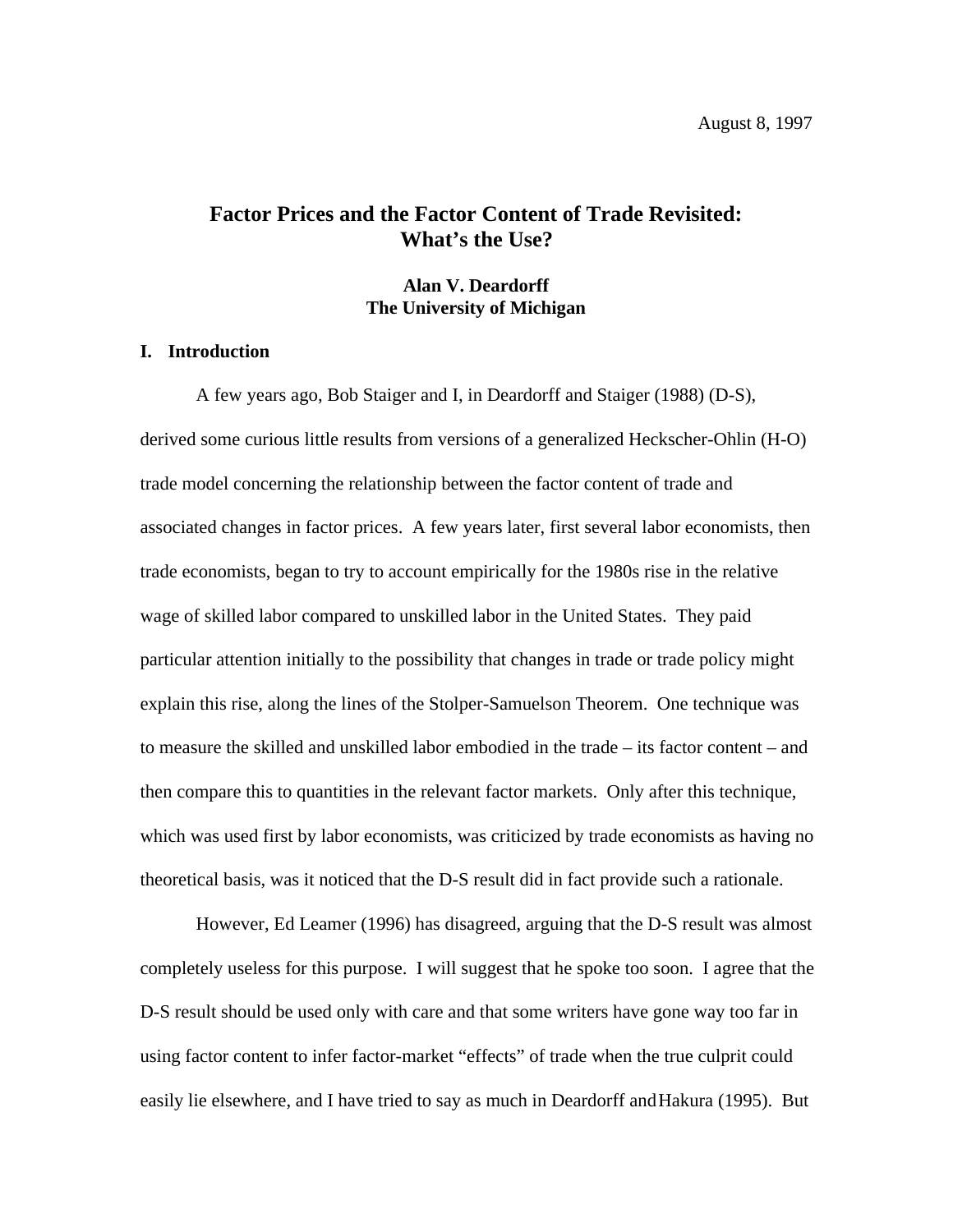August 8, 1997

# Factor Prices and the Factor Content of Trade Revisited: What's the Use?

**Alan V. Deardorff**
**The University of Michigan**

## I. Introduction

A few years ago, Bob Staiger and I, in Deardorff and Staiger (1988) (D-S), derived some curious little results from versions of a generalized Heckscher-Ohlin (H-O) trade model concerning the relationship between the factor content of trade and associated changes in factor prices. A few years later, first several labor economists, then trade economists, began to try to account empirically for the 1980s rise in the relative wage of skilled labor compared to unskilled labor in the United States. They paid particular attention initially to the possibility that changes in trade or trade policy might explain this rise, along the lines of the Stolper-Samuelson Theorem. One technique was to measure the skilled and unskilled labor embodied in the trade – its factor content – and then compare this to quantities in the relevant factor markets. Only after this technique, which was used first by labor economists, was criticized by trade economists as having no theoretical basis, was it noticed that the D-S result did in fact provide such a rationale.

However, Ed Leamer (1996) has disagreed, arguing that the D-S result was almost completely useless for this purpose. I will suggest that he spoke too soon. I agree that the D-S result should be used only with care and that some writers have gone way too far in using factor content to infer factor-market "effects" of trade when the true culprit could easily lie elsewhere, and I have tried to say as much in Deardorff and Hakura (1995). But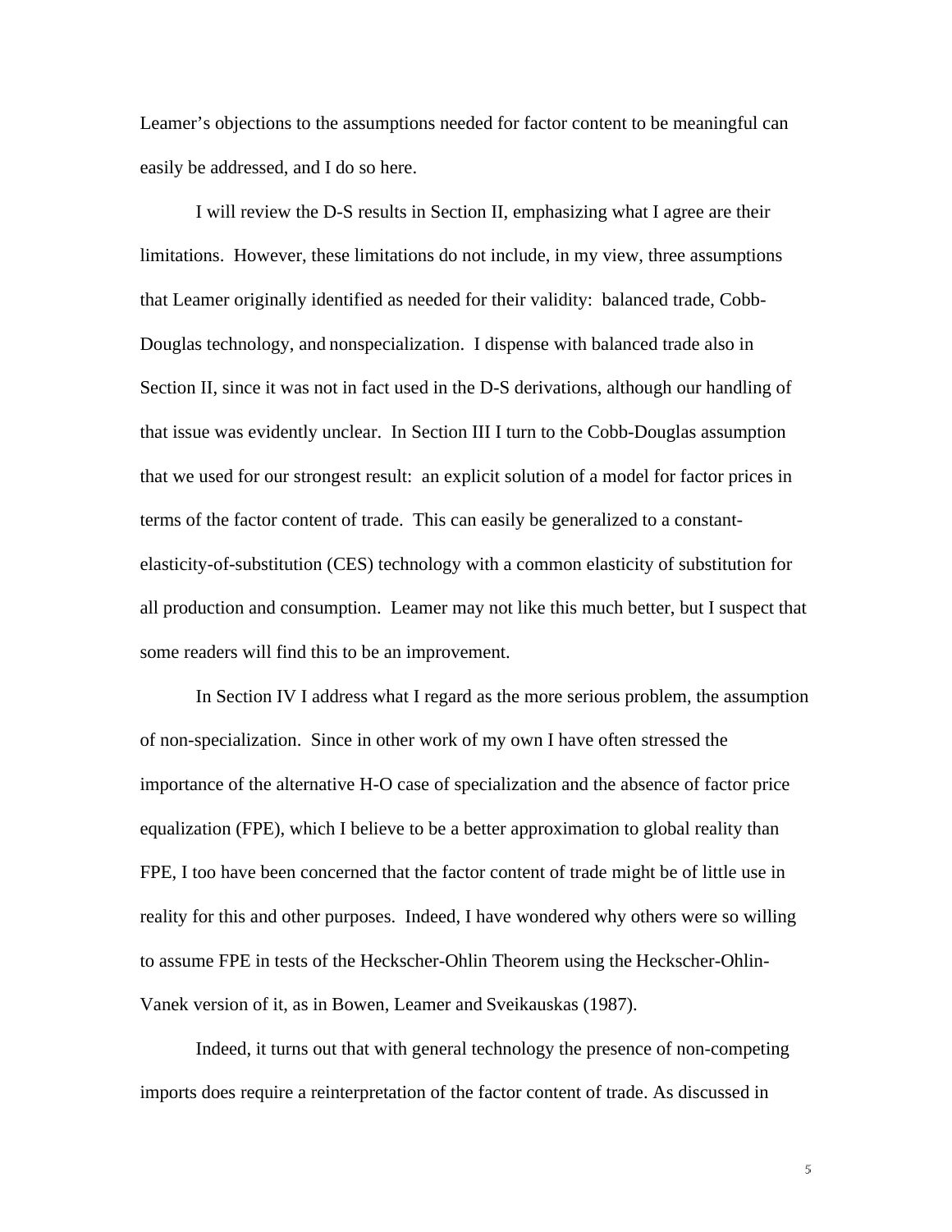Leamer's objections to the assumptions needed for factor content to be meaningful can easily be addressed, and I do so here.

I will review the D-S results in Section II, emphasizing what I agree are their limitations. However, these limitations do not include, in my view, three assumptions that Leamer originally identified as needed for their validity: balanced trade, Cobb-Douglas technology, and nonspecialization. I dispense with balanced trade also in Section II, since it was not in fact used in the D-S derivations, although our handling of that issue was evidently unclear. In Section III I turn to the Cobb-Douglas assumption that we used for our strongest result: an explicit solution of a model for factor prices in terms of the factor content of trade. This can easily be generalized to a constant-elasticity-of-substitution (CES) technology with a common elasticity of substitution for all production and consumption. Leamer may not like this much better, but I suspect that some readers will find this to be an improvement.

In Section IV I address what I regard as the more serious problem, the assumption of non-specialization. Since in other work of my own I have often stressed the importance of the alternative H-O case of specialization and the absence of factor price equalization (FPE), which I believe to be a better approximation to global reality than FPE, I too have been concerned that the factor content of trade might be of little use in reality for this and other purposes. Indeed, I have wondered why others were so willing to assume FPE in tests of the Heckscher-Ohlin Theorem using the Heckscher-Ohlin-Vanek version of it, as in Bowen, Leamer and Sveikauskas (1987).

Indeed, it turns out that with general technology the presence of non-competing imports does require a reinterpretation of the factor content of trade. As discussed in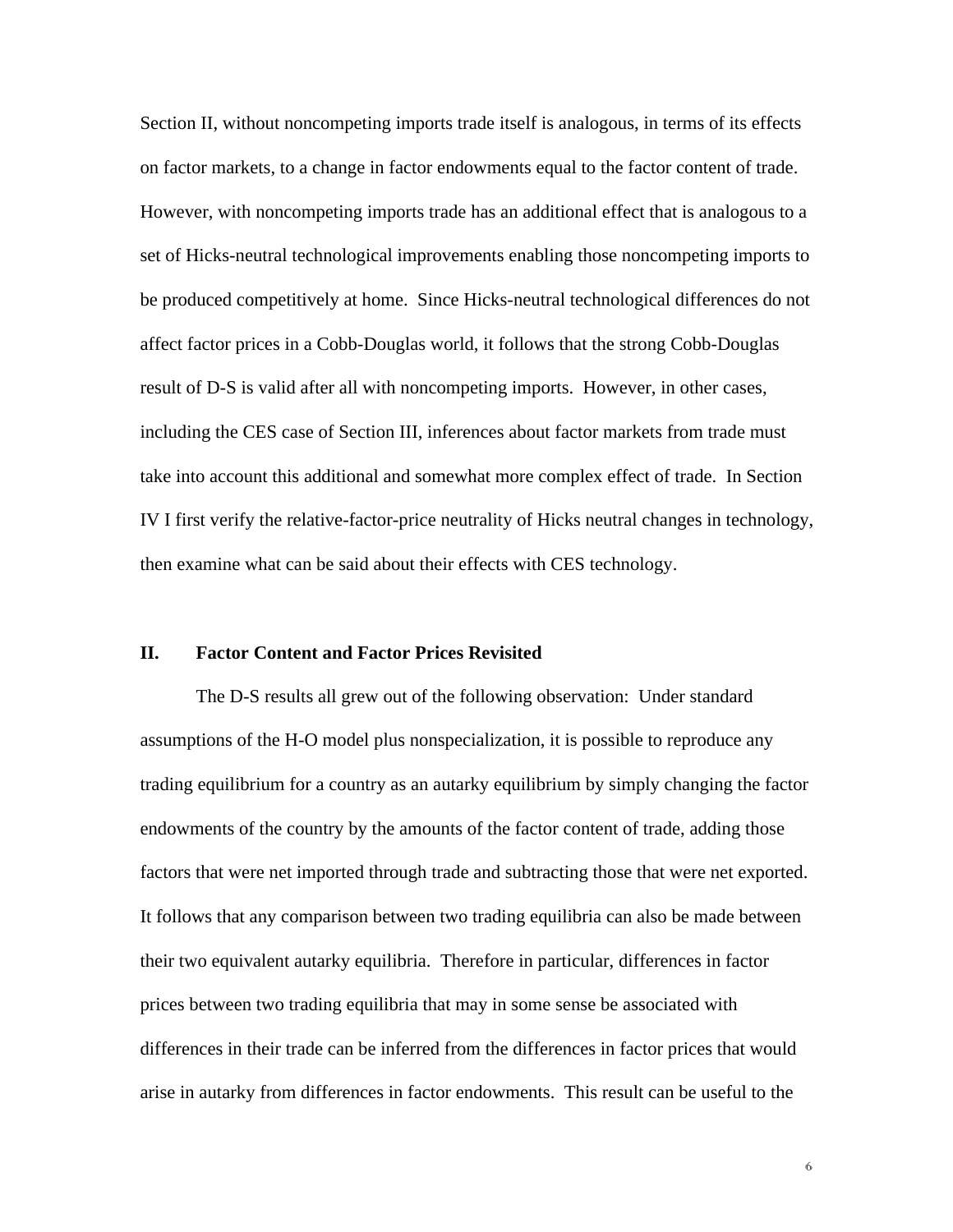Section II, without noncompeting imports trade itself is analogous, in terms of its effects on factor markets, to a change in factor endowments equal to the factor content of trade. However, with noncompeting imports trade has an additional effect that is analogous to a set of Hicks-neutral technological improvements enabling those noncompeting imports to be produced competitively at home. Since Hicks-neutral technological differences do not affect factor prices in a Cobb-Douglas world, it follows that the strong Cobb-Douglas result of D-S is valid after all with noncompeting imports. However, in other cases, including the CES case of Section III, inferences about factor markets from trade must take into account this additional and somewhat more complex effect of trade. In Section IV I first verify the relative-factor-price neutrality of Hicks neutral changes in technology, then examine what can be said about their effects with CES technology.

## II. Factor Content and Factor Prices Revisited

The D-S results all grew out of the following observation: Under standard assumptions of the H-O model plus nonspecialization, it is possible to reproduce any trading equilibrium for a country as an autarky equilibrium by simply changing the factor endowments of the country by the amounts of the factor content of trade, adding those factors that were net imported through trade and subtracting those that were net exported. It follows that any comparison between two trading equilibria can also be made between their two equivalent autarky equilibria. Therefore in particular, differences in factor prices between two trading equilibria that may in some sense be associated with differences in their trade can be inferred from the differences in factor prices that would arise in autarky from differences in factor endowments. This result can be useful to the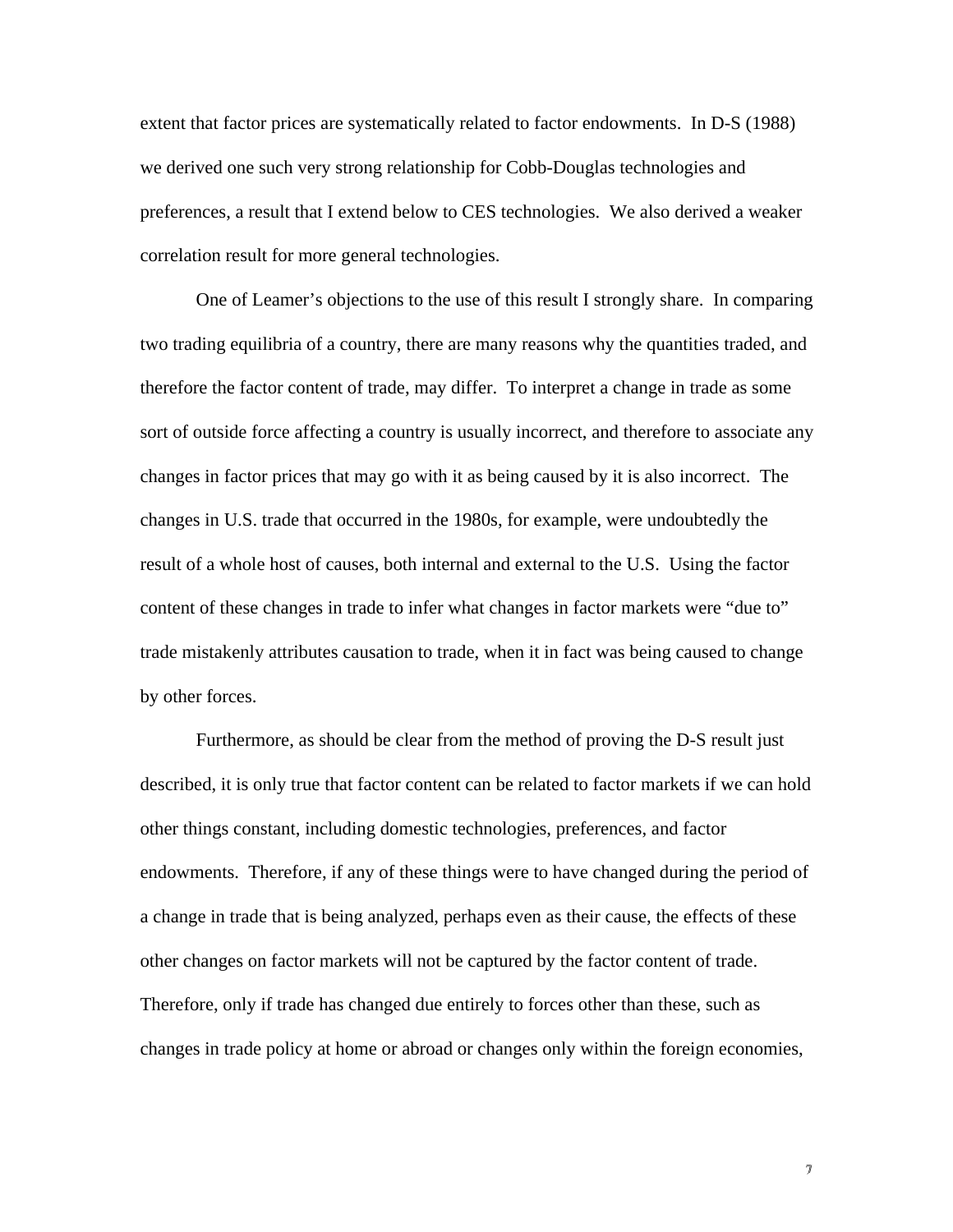extent that factor prices are systematically related to factor endowments. In D-S (1988) we derived one such very strong relationship for Cobb-Douglas technologies and preferences, a result that I extend below to CES technologies. We also derived a weaker correlation result for more general technologies.

One of Leamer's objections to the use of this result I strongly share. In comparing two trading equilibria of a country, there are many reasons why the quantities traded, and therefore the factor content of trade, may differ. To interpret a change in trade as some sort of outside force affecting a country is usually incorrect, and therefore to associate any changes in factor prices that may go with it as being caused by it is also incorrect. The changes in U.S. trade that occurred in the 1980s, for example, were undoubtedly the result of a whole host of causes, both internal and external to the U.S. Using the factor content of these changes in trade to infer what changes in factor markets were "due to" trade mistakenly attributes causation to trade, when it in fact was being caused to change by other forces.

Furthermore, as should be clear from the method of proving the D-S result just described, it is only true that factor content can be related to factor markets if we can hold other things constant, including domestic technologies, preferences, and factor endowments. Therefore, if any of these things were to have changed during the period of a change in trade that is being analyzed, perhaps even as their cause, the effects of these other changes on factor markets will not be captured by the factor content of trade. Therefore, only if trade has changed due entirely to forces other than these, such as changes in trade policy at home or abroad or changes only within the foreign economies,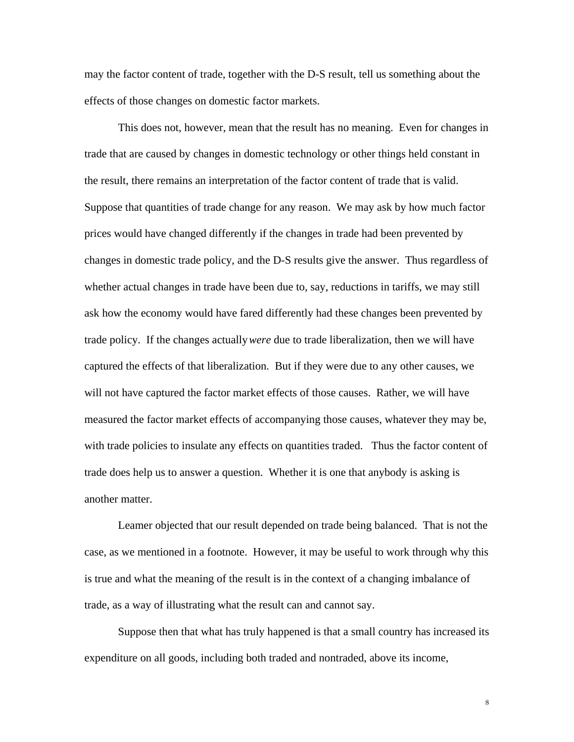may the factor content of trade, together with the D-S result, tell us something about the effects of those changes on domestic factor markets.

This does not, however, mean that the result has no meaning. Even for changes in trade that are caused by changes in domestic technology or other things held constant in the result, there remains an interpretation of the factor content of trade that is valid. Suppose that quantities of trade change for any reason. We may ask by how much factor prices would have changed differently if the changes in trade had been prevented by changes in domestic trade policy, and the D-S results give the answer. Thus regardless of whether actual changes in trade have been due to, say, reductions in tariffs, we may still ask how the economy would have fared differently had these changes been prevented by trade policy. If the changes actually *were* due to trade liberalization, then we will have captured the effects of that liberalization. But if they were due to any other causes, we will not have captured the factor market effects of those causes. Rather, we will have measured the factor market effects of accompanying those causes, whatever they may be, with trade policies to insulate any effects on quantities traded. Thus the factor content of trade does help us to answer a question. Whether it is one that anybody is asking is another matter.

Leamer objected that our result depended on trade being balanced. That is not the case, as we mentioned in a footnote. However, it may be useful to work through why this is true and what the meaning of the result is in the context of a changing imbalance of trade, as a way of illustrating what the result can and cannot say.

Suppose then that what has truly happened is that a small country has increased its expenditure on all goods, including both traded and nontraded, above its income,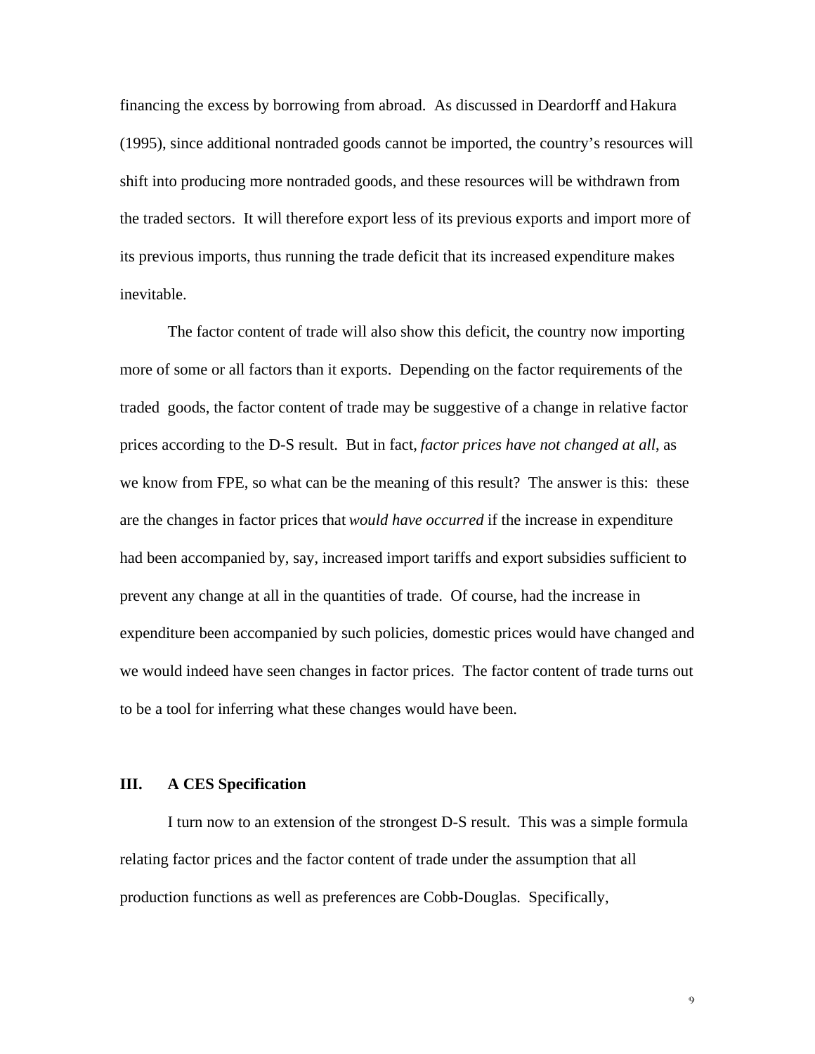financing the excess by borrowing from abroad. As discussed in Deardorff and Hakura (1995), since additional nontraded goods cannot be imported, the country's resources will shift into producing more nontraded goods, and these resources will be withdrawn from the traded sectors. It will therefore export less of its previous exports and import more of its previous imports, thus running the trade deficit that its increased expenditure makes inevitable.

The factor content of trade will also show this deficit, the country now importing more of some or all factors than it exports. Depending on the factor requirements of the traded goods, the factor content of trade may be suggestive of a change in relative factor prices according to the D-S result. But in fact, *factor prices have not changed at all*, as we know from FPE, so what can be the meaning of this result? The answer is this: these are the changes in factor prices that *would have occurred* if the increase in expenditure had been accompanied by, say, increased import tariffs and export subsidies sufficient to prevent any change at all in the quantities of trade. Of course, had the increase in expenditure been accompanied by such policies, domestic prices would have changed and we would indeed have seen changes in factor prices. The factor content of trade turns out to be a tool for inferring what these changes would have been.

## III. A CES Specification

I turn now to an extension of the strongest D-S result. This was a simple formula relating factor prices and the factor content of trade under the assumption that all production functions as well as preferences are Cobb-Douglas. Specifically,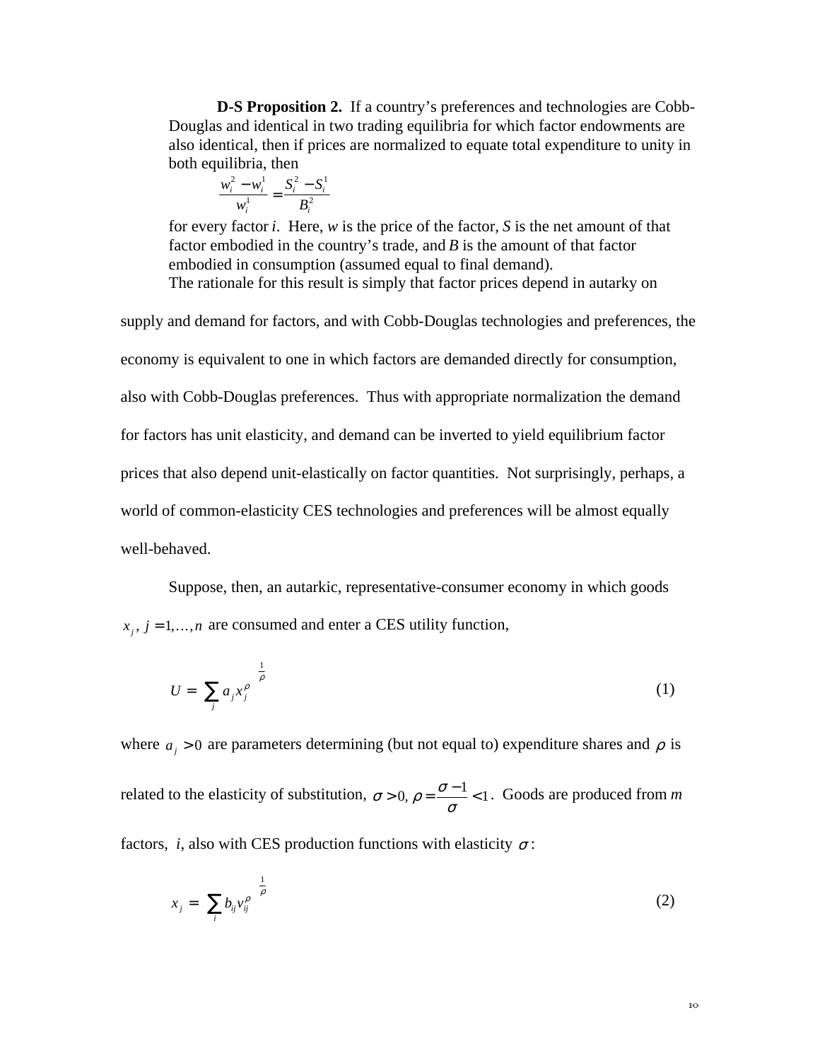**D-S Proposition 2.** If a country's preferences and technologies are Cobb-Douglas and identical in two trading equilibria for which factor endowments are also identical, then if prices are normalized to equate total expenditure to unity in both equilibria, then

$$\frac{w_i^2 - w_i^1}{w_i^1} = \frac{S_i^2 - S_i^1}{B_i^2}$$

for every factor *i*. Here, *w* is the price of the factor, *S* is the net amount of that factor embodied in the country's trade, and *B* is the amount of that factor embodied in consumption (assumed equal to final demand).

The rationale for this result is simply that factor prices depend in autarky on supply and demand for factors, and with Cobb-Douglas technologies and preferences, the economy is equivalent to one in which factors are demanded directly for consumption, also with Cobb-Douglas preferences. Thus with appropriate normalization the demand for factors has unit elasticity, and demand can be inverted to yield equilibrium factor prices that also depend unit-elastically on factor quantities. Not surprisingly, perhaps, a world of common-elasticity CES technologies and preferences will be almost equally well-behaved.

Suppose, then, an autarkic, representative-consumer economy in which goods $x_j,\ j = 1,\ldots,n$ are consumed and enter a CES utility function,

$$U = \left(\sum_j a_j x_j^{\rho}\right)^{\frac{1}{\rho}} \tag{1}$$

where $a_j > 0$ are parameters determining (but not equal to) expenditure shares and $\rho$ is related to the elasticity of substitution, $\sigma > 0,\ \rho = \dfrac{\sigma - 1}{\sigma} < 1$. Goods are produced from *m* factors, *i*, also with CES production functions with elasticity $\sigma$:

$$x_j = \left(\sum_i b_{ij} v_{ij}^{\rho}\right)^{\frac{1}{\rho}} \tag{2}$$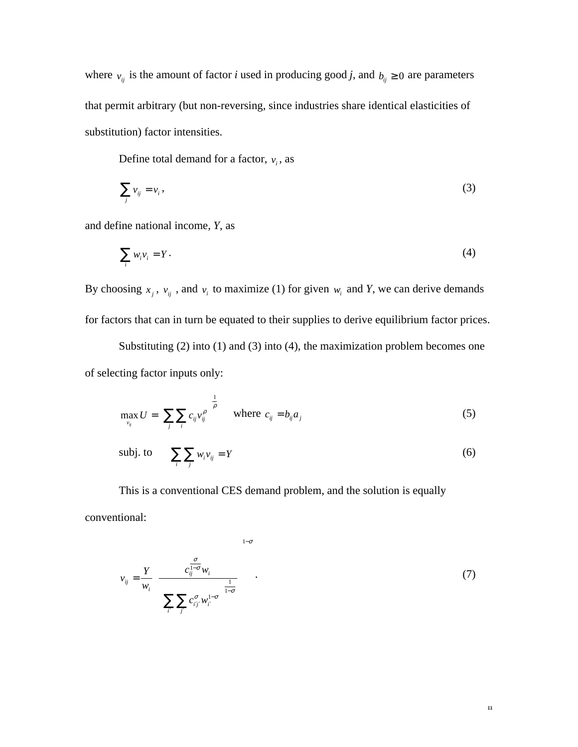where $v_{ij}$ is the amount of factor *i* used in producing good *j*, and $b_{ij} \geq 0$ are parameters that permit arbitrary (but non-reversing, since industries share identical elasticities of substitution) factor intensities.

Define total demand for a factor, $v_i$, as

$$\sum_j v_{ij} = v_i \,, \tag{3}$$

and define national income, *Y*, as

$$\sum_i w_i v_i = Y \,. \tag{4}$$

By choosing $x_j$, $v_{ij}$, and $v_i$ to maximize (1) for given $w_i$ and *Y*, we can derive demands for factors that can in turn be equated to their supplies to derive equilibrium factor prices.

Substituting (2) into (1) and (3) into (4), the maximization problem becomes one of selecting factor inputs only:

$$\max_{v_{ij}} U = \left( \sum_j \sum_i c_{ij} v_{ij}^{\rho} \right)^{\frac{1}{\rho}} \quad \text{where } c_{ij} = b_{ij} a_j \tag{5}$$

$$\text{subj. to} \quad \sum_i \sum_j w_i v_{ij} = Y \tag{6}$$

This is a conventional CES demand problem, and the solution is equally conventional:

$$v_{ij} = \frac{Y}{w_i} \left( \frac{c_{ij}^{\frac{\sigma}{1-\sigma}} w_i}{\left( \sum_{i'} \sum_{j'} c_{i'j'}^{\sigma} w_{i'}^{1-\sigma} \right)^{\frac{1}{1-\sigma}}} \right)^{1-\sigma} . \tag{7}$$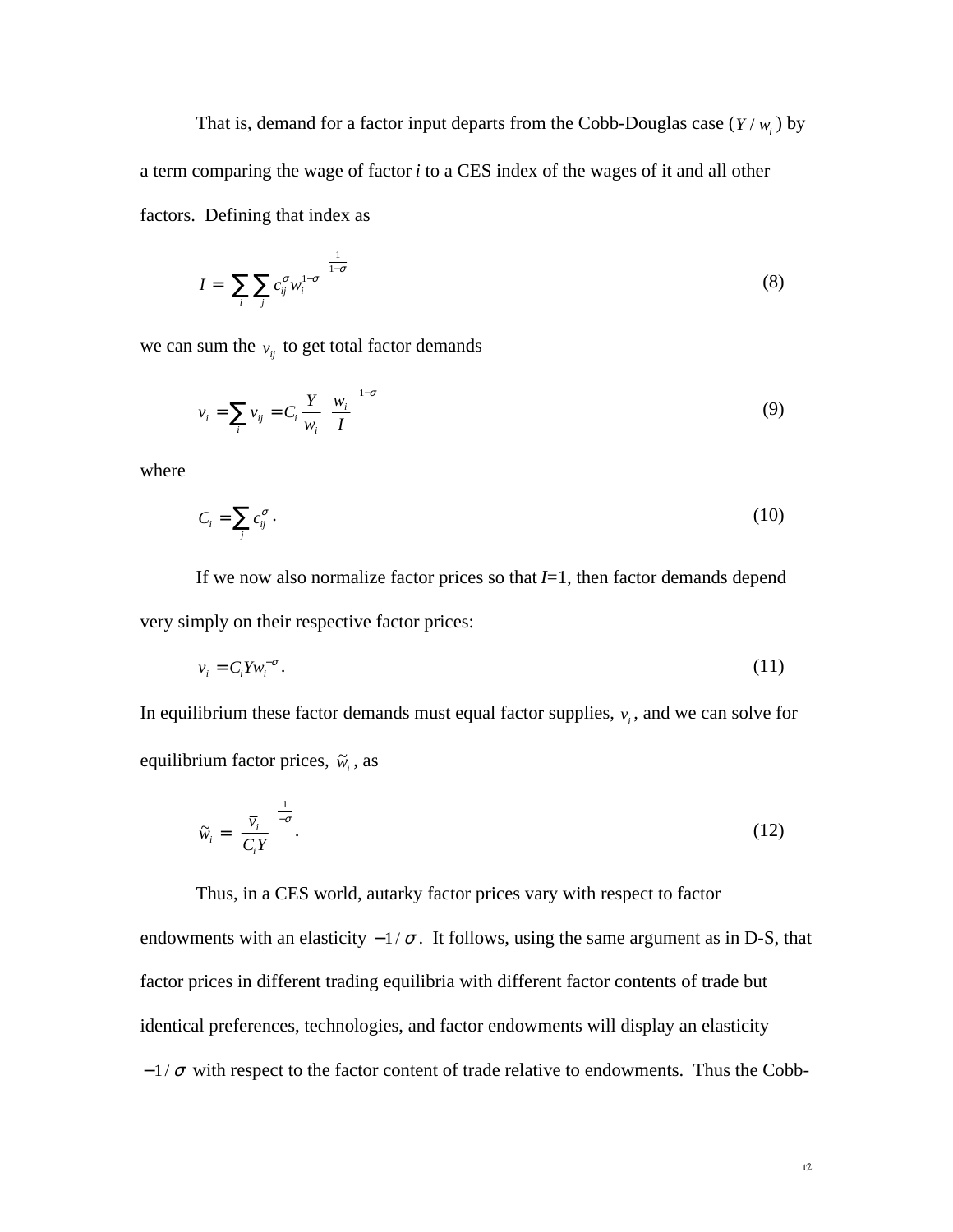That is, demand for a factor input departs from the Cobb-Douglas case ($Y / w_i$) by a term comparing the wage of factor *i* to a CES index of the wages of it and all other factors. Defining that index as

$$I = \left( \sum_i \sum_j c_{ij}^{\sigma} w_i^{1-\sigma} \right)^{\frac{1}{1-\sigma}} \tag{8}$$

we can sum the $v_{ij}$ to get total factor demands

$$v_i = \sum_i v_{ij} = C_i \frac{Y}{w_i} \left( \frac{w_i}{I} \right)^{1-\sigma} \tag{9}$$

where

$$C_i = \sum_j c_{ij}^{\sigma} . \tag{10}$$

If we now also normalize factor prices so that $I$=1, then factor demands depend very simply on their respective factor prices:

$$v_i = C_i Y w_i^{-\sigma} . \tag{11}$$

In equilibrium these factor demands must equal factor supplies, $\bar{v}_i$, and we can solve for equilibrium factor prices, $\tilde{w}_i$, as

$$\tilde{w}_i = \left( \frac{\bar{v}_i}{C_i Y} \right)^{\frac{1}{-\sigma}} . \tag{12}$$

Thus, in a CES world, autarky factor prices vary with respect to factor endowments with an elasticity $-1/\sigma$. It follows, using the same argument as in D-S, that factor prices in different trading equilibria with different factor contents of trade but identical preferences, technologies, and factor endowments will display an elasticity $-1/\sigma$ with respect to the factor content of trade relative to endowments. Thus the Cobb-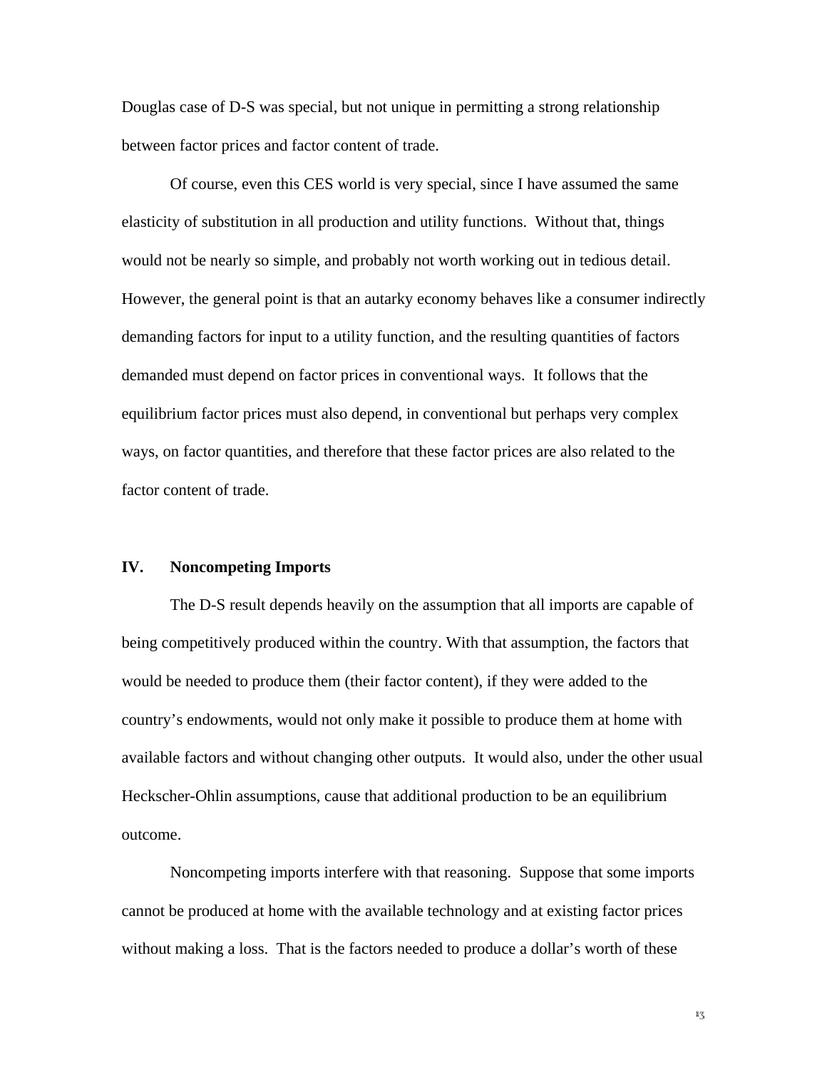Douglas case of D-S was special, but not unique in permitting a strong relationship between factor prices and factor content of trade.

Of course, even this CES world is very special, since I have assumed the same elasticity of substitution in all production and utility functions. Without that, things would not be nearly so simple, and probably not worth working out in tedious detail. However, the general point is that an autarky economy behaves like a consumer indirectly demanding factors for input to a utility function, and the resulting quantities of factors demanded must depend on factor prices in conventional ways. It follows that the equilibrium factor prices must also depend, in conventional but perhaps very complex ways, on factor quantities, and therefore that these factor prices are also related to the factor content of trade.

## IV. Noncompeting Imports

The D-S result depends heavily on the assumption that all imports are capable of being competitively produced within the country. With that assumption, the factors that would be needed to produce them (their factor content), if they were added to the country's endowments, would not only make it possible to produce them at home with available factors and without changing other outputs. It would also, under the other usual Heckscher-Ohlin assumptions, cause that additional production to be an equilibrium outcome.

Noncompeting imports interfere with that reasoning. Suppose that some imports cannot be produced at home with the available technology and at existing factor prices without making a loss. That is the factors needed to produce a dollar's worth of these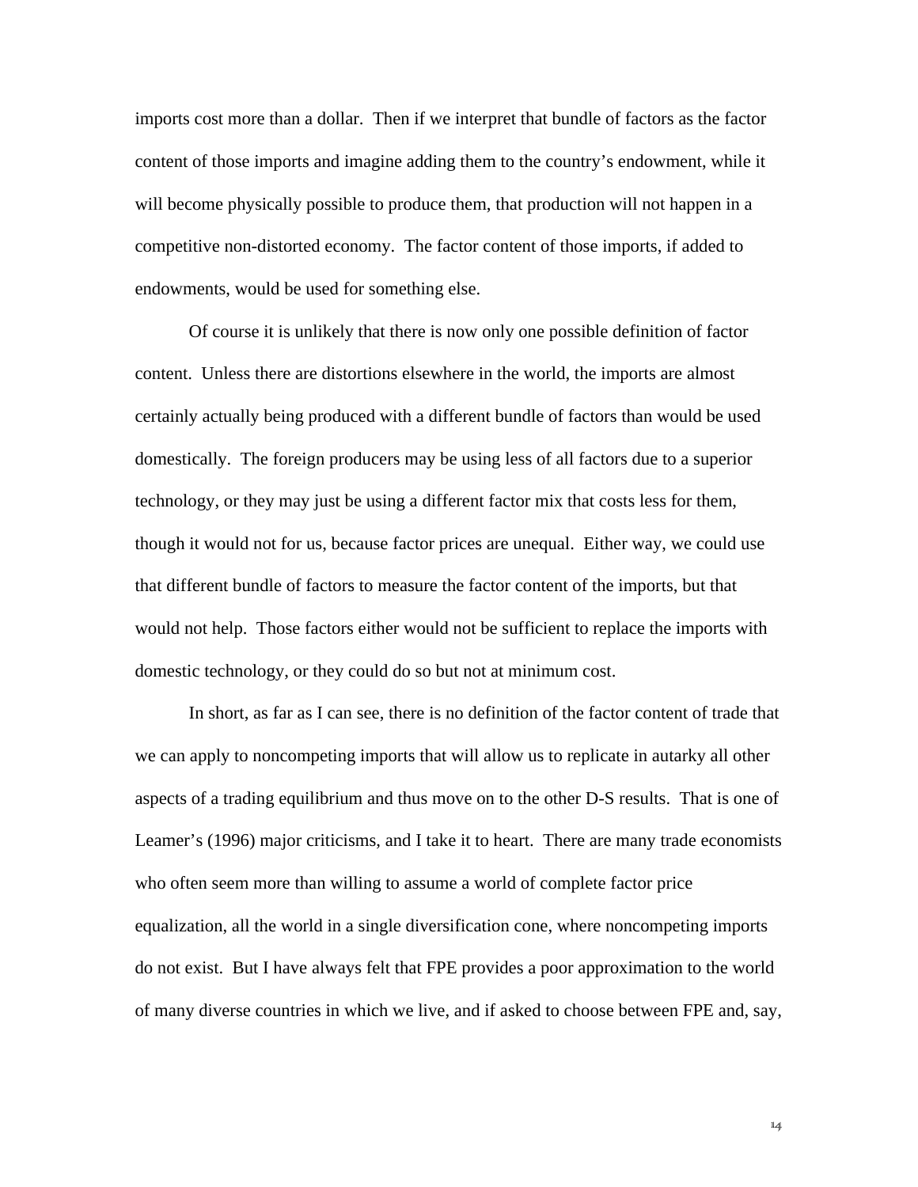imports cost more than a dollar. Then if we interpret that bundle of factors as the factor content of those imports and imagine adding them to the country's endowment, while it will become physically possible to produce them, that production will not happen in a competitive non-distorted economy. The factor content of those imports, if added to endowments, would be used for something else.

Of course it is unlikely that there is now only one possible definition of factor content. Unless there are distortions elsewhere in the world, the imports are almost certainly actually being produced with a different bundle of factors than would be used domestically. The foreign producers may be using less of all factors due to a superior technology, or they may just be using a different factor mix that costs less for them, though it would not for us, because factor prices are unequal. Either way, we could use that different bundle of factors to measure the factor content of the imports, but that would not help. Those factors either would not be sufficient to replace the imports with domestic technology, or they could do so but not at minimum cost.

In short, as far as I can see, there is no definition of the factor content of trade that we can apply to noncompeting imports that will allow us to replicate in autarky all other aspects of a trading equilibrium and thus move on to the other D-S results. That is one of Leamer's (1996) major criticisms, and I take it to heart. There are many trade economists who often seem more than willing to assume a world of complete factor price equalization, all the world in a single diversification cone, where noncompeting imports do not exist. But I have always felt that FPE provides a poor approximation to the world of many diverse countries in which we live, and if asked to choose between FPE and, say,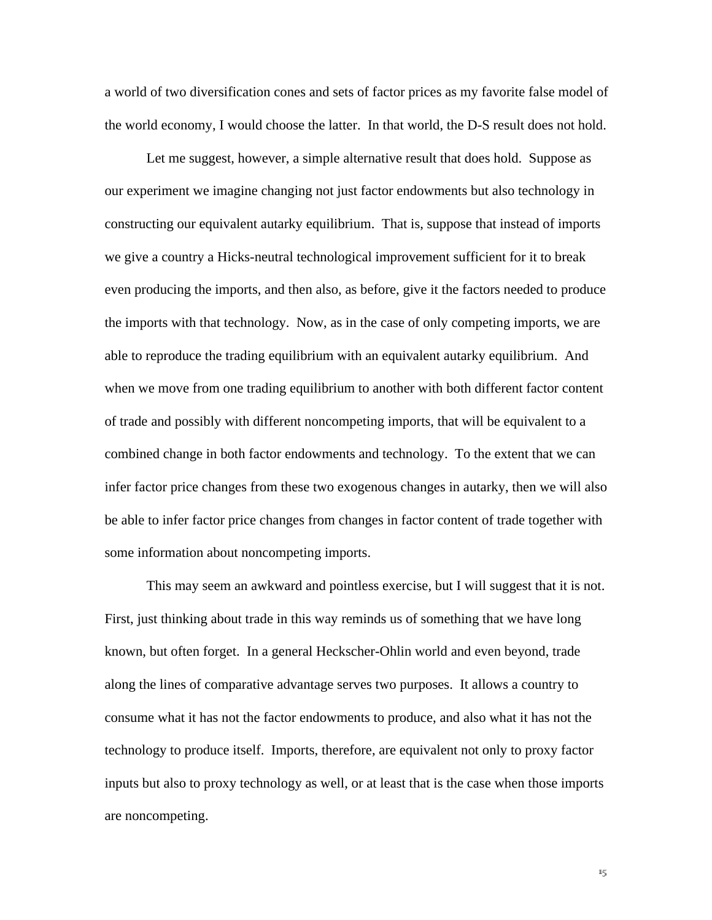a world of two diversification cones and sets of factor prices as my favorite false model of the world economy, I would choose the latter. In that world, the D-S result does not hold.

Let me suggest, however, a simple alternative result that does hold. Suppose as our experiment we imagine changing not just factor endowments but also technology in constructing our equivalent autarky equilibrium. That is, suppose that instead of imports we give a country a Hicks-neutral technological improvement sufficient for it to break even producing the imports, and then also, as before, give it the factors needed to produce the imports with that technology. Now, as in the case of only competing imports, we are able to reproduce the trading equilibrium with an equivalent autarky equilibrium. And when we move from one trading equilibrium to another with both different factor content of trade and possibly with different noncompeting imports, that will be equivalent to a combined change in both factor endowments and technology. To the extent that we can infer factor price changes from these two exogenous changes in autarky, then we will also be able to infer factor price changes from changes in factor content of trade together with some information about noncompeting imports.

This may seem an awkward and pointless exercise, but I will suggest that it is not. First, just thinking about trade in this way reminds us of something that we have long known, but often forget. In a general Heckscher-Ohlin world and even beyond, trade along the lines of comparative advantage serves two purposes. It allows a country to consume what it has not the factor endowments to produce, and also what it has not the technology to produce itself. Imports, therefore, are equivalent not only to proxy factor inputs but also to proxy technology as well, or at least that is the case when those imports are noncompeting.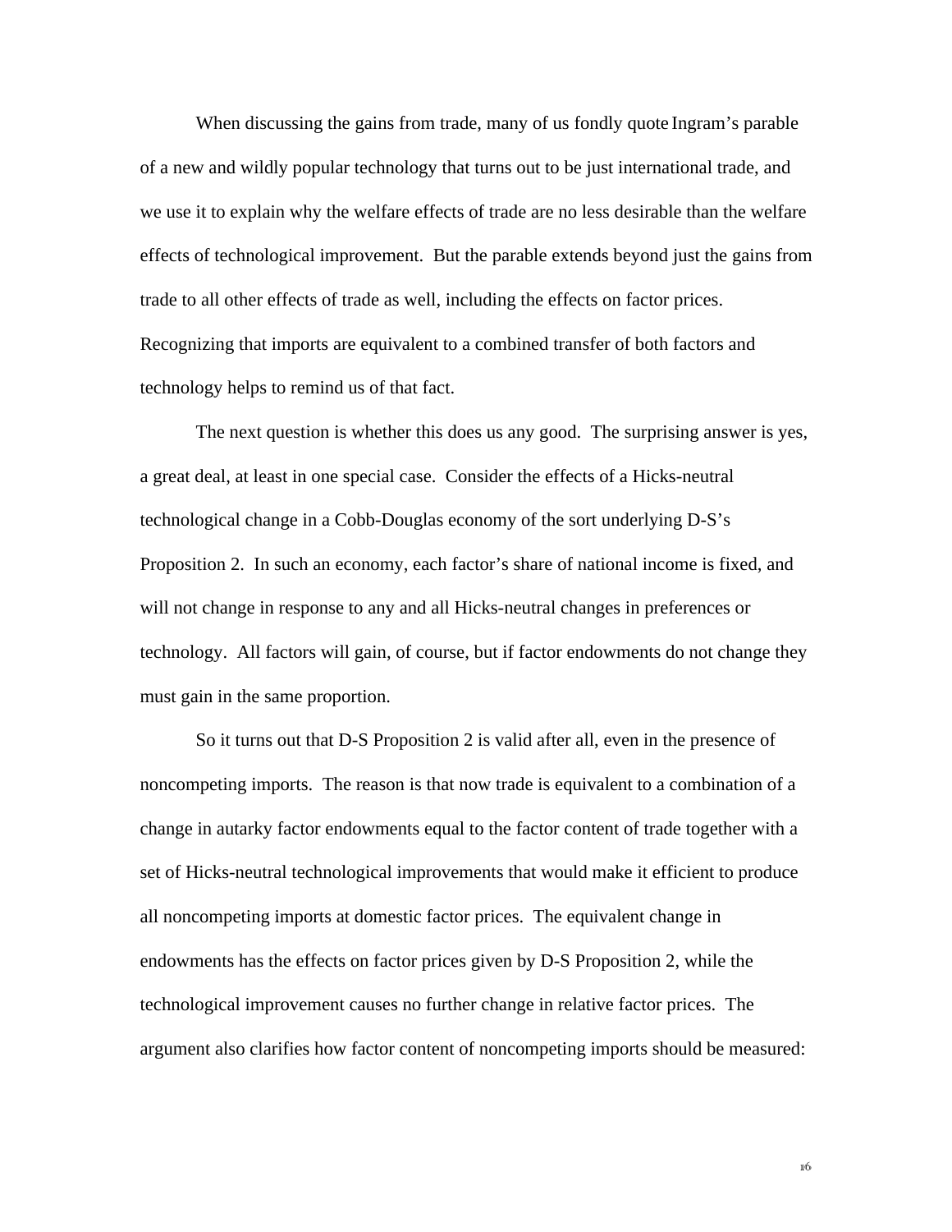When discussing the gains from trade, many of us fondly quote Ingram's parable of a new and wildly popular technology that turns out to be just international trade, and we use it to explain why the welfare effects of trade are no less desirable than the welfare effects of technological improvement. But the parable extends beyond just the gains from trade to all other effects of trade as well, including the effects on factor prices. Recognizing that imports are equivalent to a combined transfer of both factors and technology helps to remind us of that fact.

The next question is whether this does us any good. The surprising answer is yes, a great deal, at least in one special case. Consider the effects of a Hicks-neutral technological change in a Cobb-Douglas economy of the sort underlying D-S's Proposition 2. In such an economy, each factor's share of national income is fixed, and will not change in response to any and all Hicks-neutral changes in preferences or technology. All factors will gain, of course, but if factor endowments do not change they must gain in the same proportion.

So it turns out that D-S Proposition 2 is valid after all, even in the presence of noncompeting imports. The reason is that now trade is equivalent to a combination of a change in autarky factor endowments equal to the factor content of trade together with a set of Hicks-neutral technological improvements that would make it efficient to produce all noncompeting imports at domestic factor prices. The equivalent change in endowments has the effects on factor prices given by D-S Proposition 2, while the technological improvement causes no further change in relative factor prices. The argument also clarifies how factor content of noncompeting imports should be measured: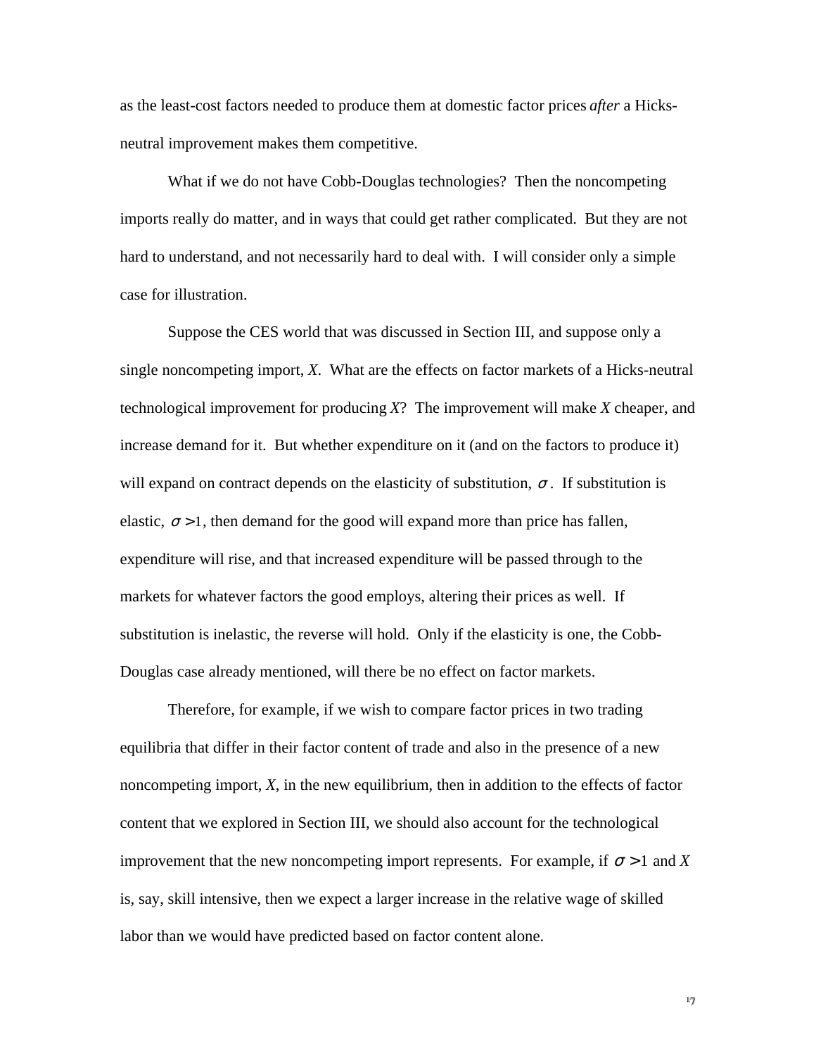as the least-cost factors needed to produce them at domestic factor prices *after* a Hicks-neutral improvement makes them competitive.

What if we do not have Cobb-Douglas technologies? Then the noncompeting imports really do matter, and in ways that could get rather complicated. But they are not hard to understand, and not necessarily hard to deal with. I will consider only a simple case for illustration.

Suppose the CES world that was discussed in Section III, and suppose only a single noncompeting import, *X*. What are the effects on factor markets of a Hicks-neutral technological improvement for producing *X*? The improvement will make *X* cheaper, and increase demand for it. But whether expenditure on it (and on the factors to produce it) will expand on contract depends on the elasticity of substitution, $\sigma$. If substitution is elastic, $\sigma > 1$, then demand for the good will expand more than price has fallen, expenditure will rise, and that increased expenditure will be passed through to the markets for whatever factors the good employs, altering their prices as well. If substitution is inelastic, the reverse will hold. Only if the elasticity is one, the Cobb-Douglas case already mentioned, will there be no effect on factor markets.

Therefore, for example, if we wish to compare factor prices in two trading equilibria that differ in their factor content of trade and also in the presence of a new noncompeting import, *X*, in the new equilibrium, then in addition to the effects of factor content that we explored in Section III, we should also account for the technological improvement that the new noncompeting import represents. For example, if $\sigma > 1$ and *X* is, say, skill intensive, then we expect a larger increase in the relative wage of skilled labor than we would have predicted based on factor content alone.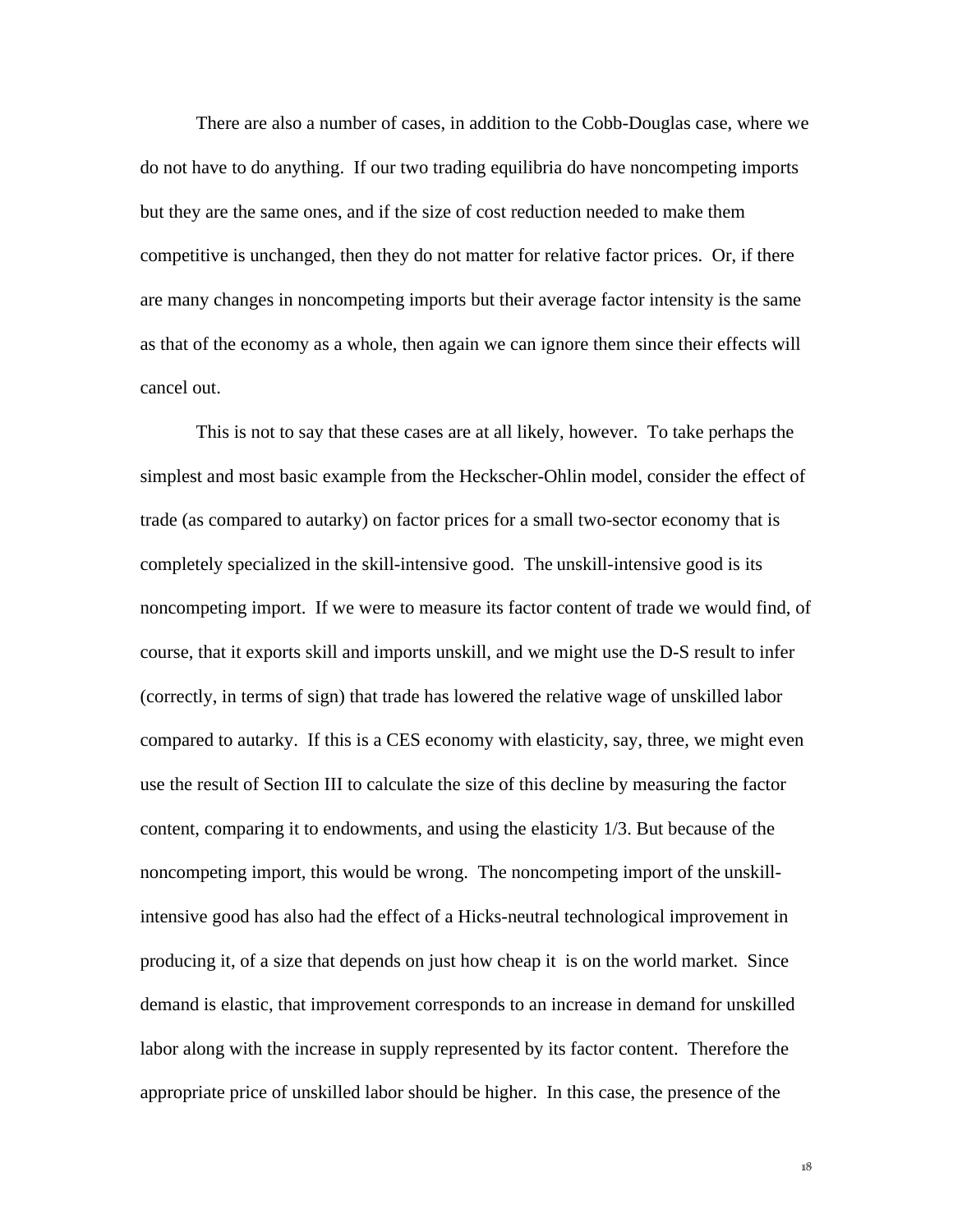There are also a number of cases, in addition to the Cobb-Douglas case, where we do not have to do anything. If our two trading equilibria do have noncompeting imports but they are the same ones, and if the size of cost reduction needed to make them competitive is unchanged, then they do not matter for relative factor prices. Or, if there are many changes in noncompeting imports but their average factor intensity is the same as that of the economy as a whole, then again we can ignore them since their effects will cancel out.

This is not to say that these cases are at all likely, however. To take perhaps the simplest and most basic example from the Heckscher-Ohlin model, consider the effect of trade (as compared to autarky) on factor prices for a small two-sector economy that is completely specialized in the skill-intensive good. The unskill-intensive good is its noncompeting import. If we were to measure its factor content of trade we would find, of course, that it exports skill and imports unskill, and we might use the D-S result to infer (correctly, in terms of sign) that trade has lowered the relative wage of unskilled labor compared to autarky. If this is a CES economy with elasticity, say, three, we might even use the result of Section III to calculate the size of this decline by measuring the factor content, comparing it to endowments, and using the elasticity 1/3. But because of the noncompeting import, this would be wrong. The noncompeting import of the unskill-intensive good has also had the effect of a Hicks-neutral technological improvement in producing it, of a size that depends on just how cheap it is on the world market. Since demand is elastic, that improvement corresponds to an increase in demand for unskilled labor along with the increase in supply represented by its factor content. Therefore the appropriate price of unskilled labor should be higher. In this case, the presence of the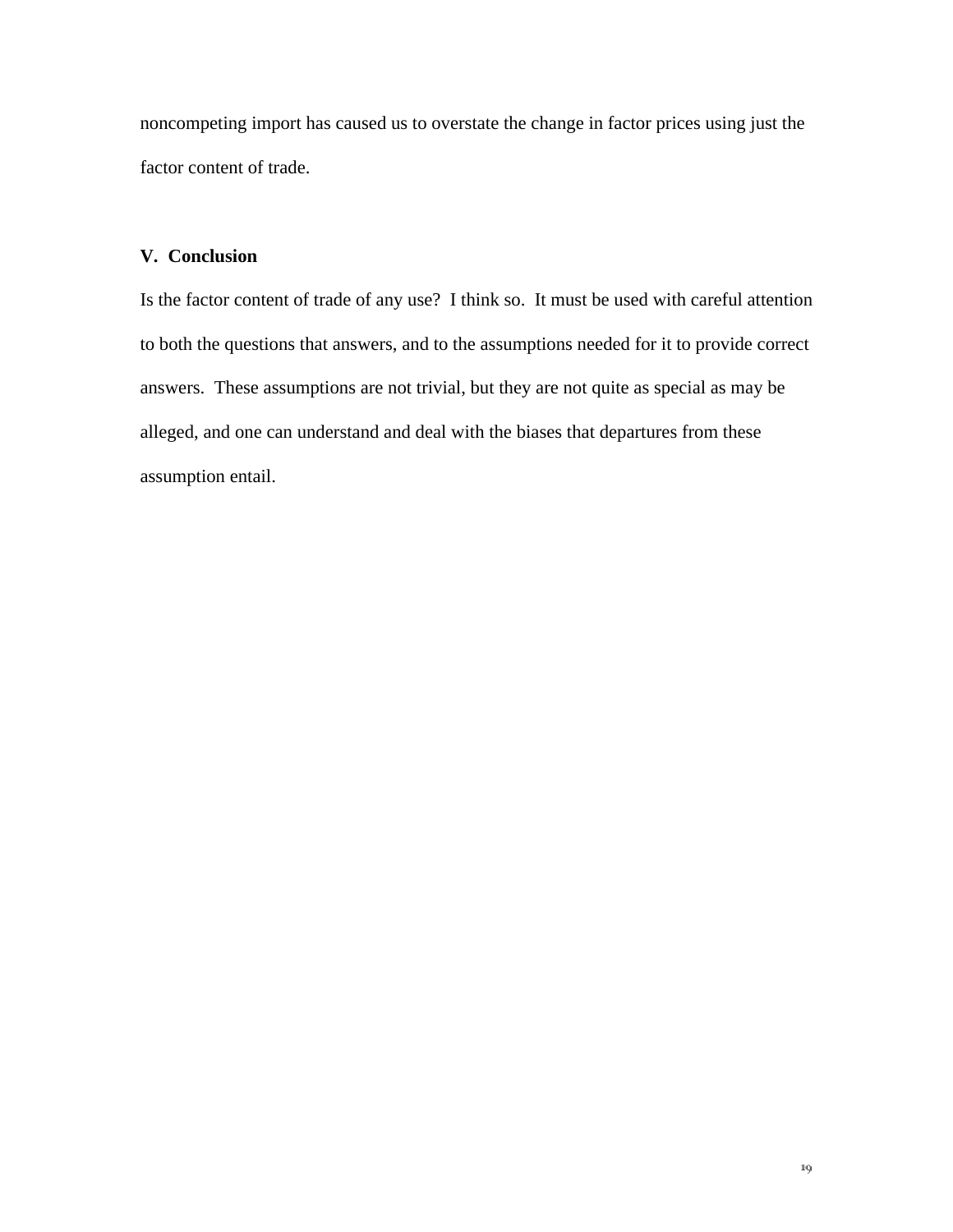noncompeting import has caused us to overstate the change in factor prices using just the factor content of trade.

## V. Conclusion

Is the factor content of trade of any use? I think so. It must be used with careful attention to both the questions that answers, and to the assumptions needed for it to provide correct answers. These assumptions are not trivial, but they are not quite as special as may be alleged, and one can understand and deal with the biases that departures from these assumption entail.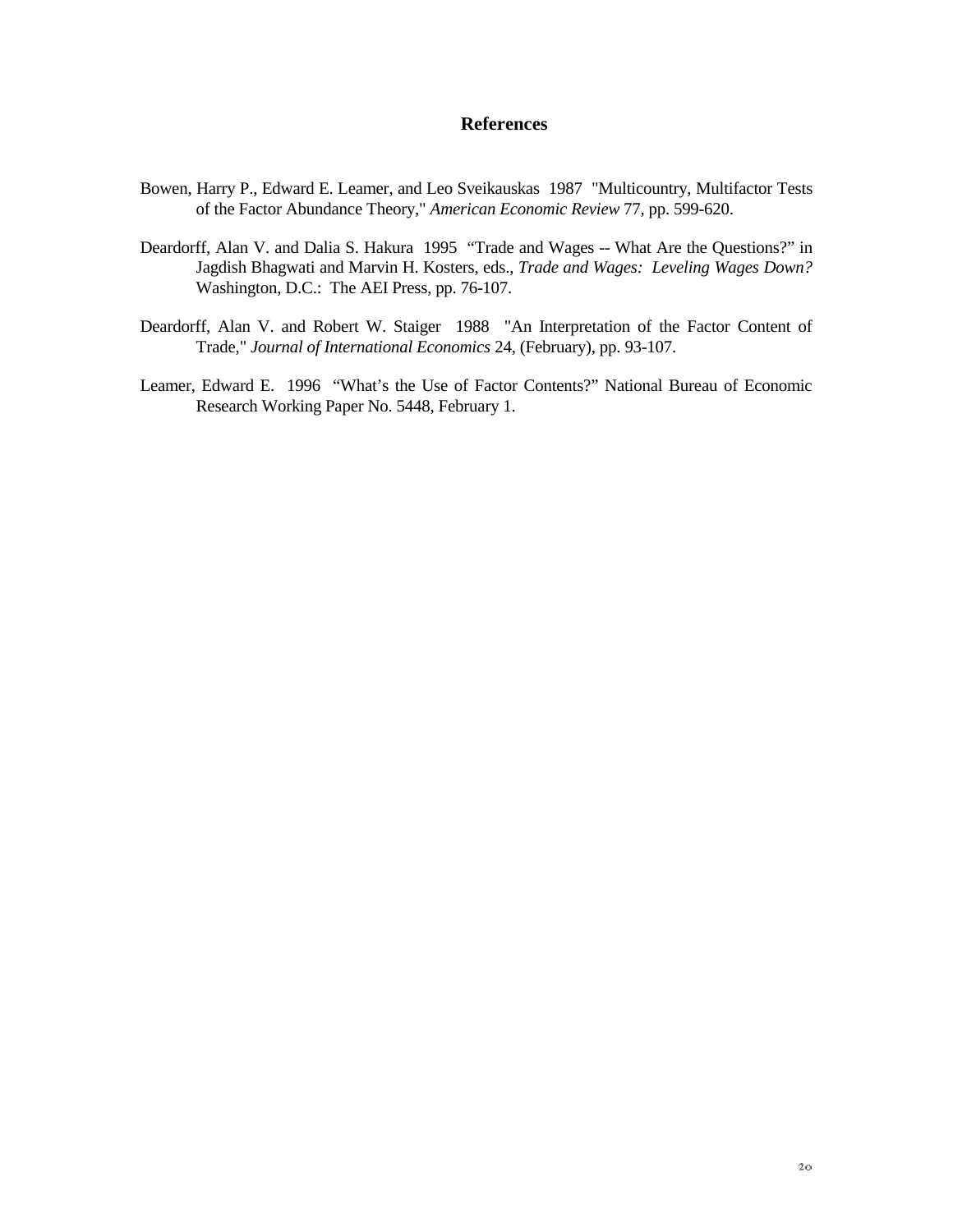## References

Bowen, Harry P., Edward E. Leamer, and Leo Sveikauskas 1987 "Multicountry, Multifactor Tests of the Factor Abundance Theory," *American Economic Review* 77, pp. 599-620.

Deardorff, Alan V. and Dalia S. Hakura 1995 "Trade and Wages -- What Are the Questions?" in Jagdish Bhagwati and Marvin H. Kosters, eds., *Trade and Wages: Leveling Wages Down?* Washington, D.C.: The AEI Press, pp. 76-107.

Deardorff, Alan V. and Robert W. Staiger 1988 "An Interpretation of the Factor Content of Trade," *Journal of International Economics* 24, (February), pp. 93-107.

Leamer, Edward E. 1996 "What's the Use of Factor Contents?" National Bureau of Economic Research Working Paper No. 5448, February 1.